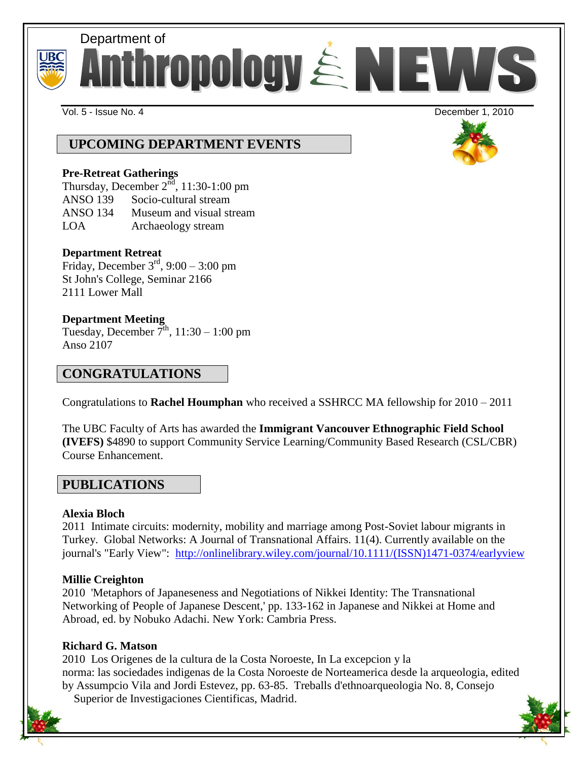# Department of Anthropology NEWS

Vol. 5 - Issue No. 4 December 1, 2010

## UPCOMING DEPARTMENT EVENTS

**Pre-Retreat Gatherings**
Thursday, December 2nd, 11:30-1:00 pm
ANSO 139 Socio-cultural stream
ANSO 134 Museum and visual stream
LOA Archaeology stream

**Department Retreat**
Friday, December 3rd, 9:00 – 3:00 pm
St John's College, Seminar 2166
2111 Lower Mall

**Department Meeting**
Tuesday, December 7th, 11:30 – 1:00 pm
Anso 2107

## CONGRATULATIONS

Congratulations to **Rachel Houmphan** who received a SSHRCC MA fellowship for 2010 – 2011

The UBC Faculty of Arts has awarded the **Immigrant Vancouver Ethnographic Field School (IVEFS)** $4890 to support Community Service Learning/Community Based Research (CSL/CBR) Course Enhancement.

## PUBLICATIONS

**Alexia Bloch**
2011 Intimate circuits: modernity, mobility and marriage among Post-Soviet labour migrants in Turkey. Global Networks: A Journal of Transnational Affairs. 11(4). Currently available on the journal's "Early View": http://onlinelibrary.wiley.com/journal/10.1111/(ISSN)1471-0374/earlyview

**Millie Creighton**
2010 'Metaphors of Japaneseness and Negotiations of Nikkei Identity: The Transnational Networking of People of Japanese Descent,' pp. 133-162 in Japanese and Nikkei at Home and Abroad, ed. by Nobuko Adachi. New York: Cambria Press.

**Richard G. Matson**
2010 Los Origenes de la cultura de la Costa Noroeste, In La excepcion y la norma: las sociedades indigenas de la Costa Noroeste de Norteamerica desde la arqueologia, edited by Assumpcio Vila and Jordi Estevez, pp. 63-85. Treballs d'ethnoarqueologia No. 8, Consejo Superior de Investigaciones Cientificas, Madrid.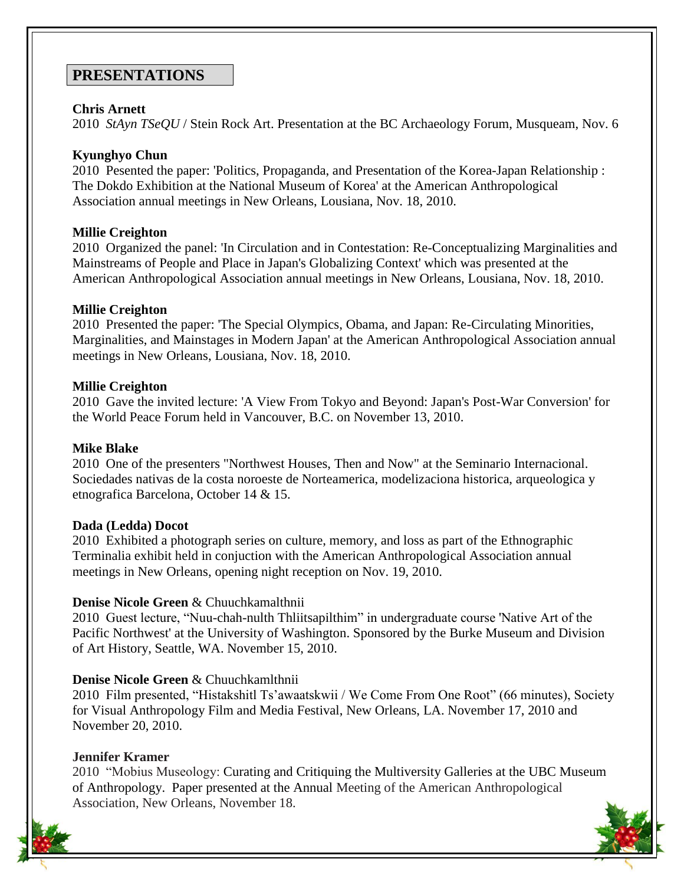## PRESENTATIONS

**Chris Arnett**
2010 *StAyn TSeQU* / Stein Rock Art. Presentation at the BC Archaeology Forum, Musqueam, Nov. 6

**Kyunghyo Chun**
2010 Pesented the paper: 'Politics, Propaganda, and Presentation of the Korea-Japan Relationship : The Dokdo Exhibition at the National Museum of Korea' at the American Anthropological Association annual meetings in New Orleans, Lousiana, Nov. 18, 2010.

**Millie Creighton**
2010 Organized the panel: 'In Circulation and in Contestation: Re-Conceptualizing Marginalities and Mainstreams of People and Place in Japan's Globalizing Context' which was presented at the American Anthropological Association annual meetings in New Orleans, Lousiana, Nov. 18, 2010.

**Millie Creighton**
2010 Presented the paper: 'The Special Olympics, Obama, and Japan: Re-Circulating Minorities, Marginalities, and Mainstages in Modern Japan' at the American Anthropological Association annual meetings in New Orleans, Lousiana, Nov. 18, 2010.

**Millie Creighton**
2010 Gave the invited lecture: 'A View From Tokyo and Beyond: Japan's Post-War Conversion' for the World Peace Forum held in Vancouver, B.C. on November 13, 2010.

**Mike Blake**
2010 One of the presenters "Northwest Houses, Then and Now" at the Seminario Internacional. Sociedades nativas de la costa noroeste de Norteamerica, modelizaciona historica, arqueologica y etnografica Barcelona, October 14 & 15.

**Dada (Ledda) Docot**
2010 Exhibited a photograph series on culture, memory, and loss as part of the Ethnographic Terminalia exhibit held in conjuction with the American Anthropological Association annual meetings in New Orleans, opening night reception on Nov. 19, 2010.

**Denise Nicole Green** & Chuuchkamalthnii
2010 Guest lecture, "Nuu-chah-nulth Thliitsapilthim" in undergraduate course 'Native Art of the Pacific Northwest' at the University of Washington. Sponsored by the Burke Museum and Division of Art History, Seattle, WA. November 15, 2010.

**Denise Nicole Green** & Chuuchkamlthnii
2010 Film presented, "Histakshitl Ts'awaatskwii / We Come From One Root" (66 minutes), Society for Visual Anthropology Film and Media Festival, New Orleans, LA. November 17, 2010 and November 20, 2010.

**Jennifer Kramer**
2010 "Mobius Museology: Curating and Critiquing the Multiversity Galleries at the UBC Museum of Anthropology. Paper presented at the Annual Meeting of the American Anthropological Association, New Orleans, November 18.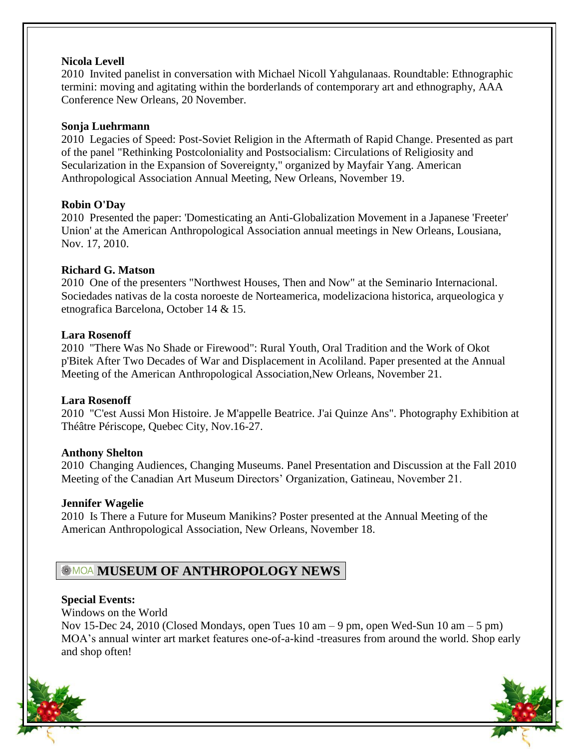**Nicola Levell**

2010 Invited panelist in conversation with Michael Nicoll Yahgulanaas. Roundtable: Ethnographic termini: moving and agitating within the borderlands of contemporary art and ethnography, AAA Conference New Orleans, 20 November.

**Sonja Luehrmann**

2010 Legacies of Speed: Post-Soviet Religion in the Aftermath of Rapid Change. Presented as part of the panel "Rethinking Postcoloniality and Postsocialism: Circulations of Religiosity and Secularization in the Expansion of Sovereignty," organized by Mayfair Yang. American Anthropological Association Annual Meeting, New Orleans, November 19.

**Robin O'Day**

2010 Presented the paper: 'Domesticating an Anti-Globalization Movement in a Japanese 'Freeter' Union' at the American Anthropological Association annual meetings in New Orleans, Lousiana, Nov. 17, 2010.

**Richard G. Matson**

2010 One of the presenters "Northwest Houses, Then and Now" at the Seminario Internacional. Sociedades nativas de la costa noroeste de Norteamerica, modelizaciona historica, arqueologica y etnografica Barcelona, October 14 & 15.

**Lara Rosenoff**

2010 "There Was No Shade or Firewood": Rural Youth, Oral Tradition and the Work of Okot p'Bitek After Two Decades of War and Displacement in Acoliland. Paper presented at the Annual Meeting of the American Anthropological Association,New Orleans, November 21.

**Lara Rosenoff**

2010 "C'est Aussi Mon Histoire. Je M'appelle Beatrice. J'ai Quinze Ans". Photography Exhibition at Théâtre Périscope, Quebec City, Nov.16-27.

**Anthony Shelton**

2010 Changing Audiences, Changing Museums. Panel Presentation and Discussion at the Fall 2010 Meeting of the Canadian Art Museum Directors' Organization, Gatineau, November 21.

**Jennifer Wagelie**

2010 Is There a Future for Museum Manikins? Poster presented at the Annual Meeting of the American Anthropological Association, New Orleans, November 18.

## MOA MUSEUM OF ANTHROPOLOGY NEWS

**Special Events:**

Windows on the World

Nov 15-Dec 24, 2010 (Closed Mondays, open Tues 10 am – 9 pm, open Wed-Sun 10 am – 5 pm) MOA's annual winter art market features one-of-a-kind -treasures from around the world. Shop early and shop often!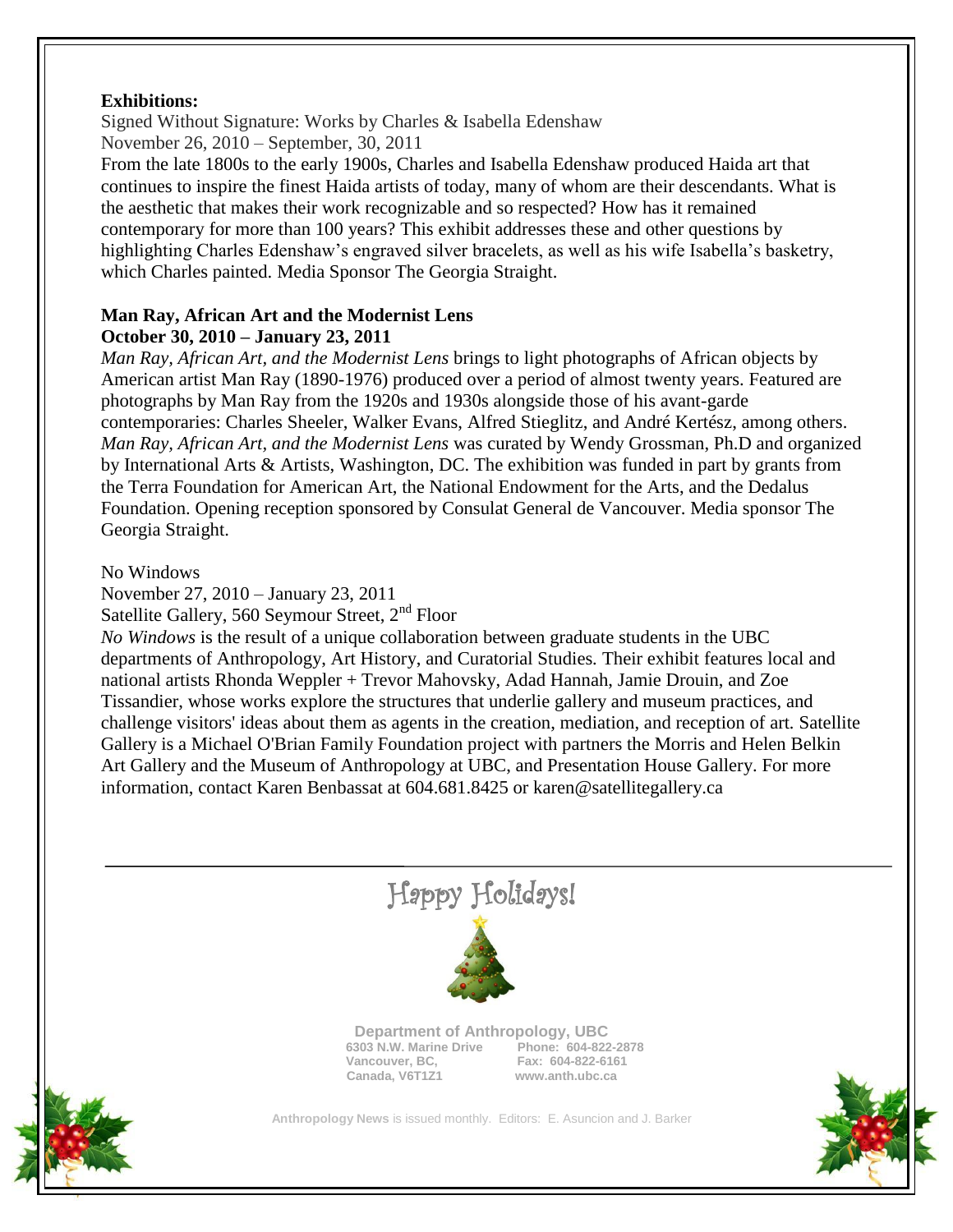**Exhibitions:**

Signed Without Signature: Works by Charles & Isabella Edenshaw
November 26, 2010 – September, 30, 2011

From the late 1800s to the early 1900s, Charles and Isabella Edenshaw produced Haida art that continues to inspire the finest Haida artists of today, many of whom are their descendants. What is the aesthetic that makes their work recognizable and so respected? How has it remained contemporary for more than 100 years? This exhibit addresses these and other questions by highlighting Charles Edenshaw's engraved silver bracelets, as well as his wife Isabella's basketry, which Charles painted. Media Sponsor The Georgia Straight.

**Man Ray, African Art and the Modernist Lens**
**October 30, 2010 – January 23, 2011**

*Man Ray, African Art, and the Modernist Lens* brings to light photographs of African objects by American artist Man Ray (1890-1976) produced over a period of almost twenty years. Featured are photographs by Man Ray from the 1920s and 1930s alongside those of his avant-garde contemporaries: Charles Sheeler, Walker Evans, Alfred Stieglitz, and André Kertész, among others. *Man Ray, African Art, and the Modernist Lens* was curated by Wendy Grossman, Ph.D and organized by International Arts & Artists, Washington, DC. The exhibition was funded in part by grants from the Terra Foundation for American Art, the National Endowment for the Arts, and the Dedalus Foundation. Opening reception sponsored by Consulat General de Vancouver. Media sponsor The Georgia Straight.

No Windows
November 27, 2010 – January 23, 2011
Satellite Gallery, 560 Seymour Street, 2nd Floor

*No Windows* is the result of a unique collaboration between graduate students in the UBC departments of Anthropology, Art History, and Curatorial Studies. Their exhibit features local and national artists Rhonda Weppler + Trevor Mahovsky, Adad Hannah, Jamie Drouin, and Zoe Tissandier, whose works explore the structures that underlie gallery and museum practices, and challenge visitors' ideas about them as agents in the creation, mediation, and reception of art. Satellite Gallery is a Michael O'Brian Family Foundation project with partners the Morris and Helen Belkin Art Gallery and the Museum of Anthropology at UBC, and Presentation House Gallery. For more information, contact Karen Benbassat at 604.681.8425 or karen@satellitegallery.ca

---

Happy Holidays!

**Department of Anthropology, UBC**
6303 N.W. Marine Drive
Vancouver, BC,
Canada, V6T1Z1
Phone: 604-822-2878
Fax: 604-822-6161
www.anth.ubc.ca

**Anthropology News** is issued monthly. Editors: E. Asuncion and J. Barker